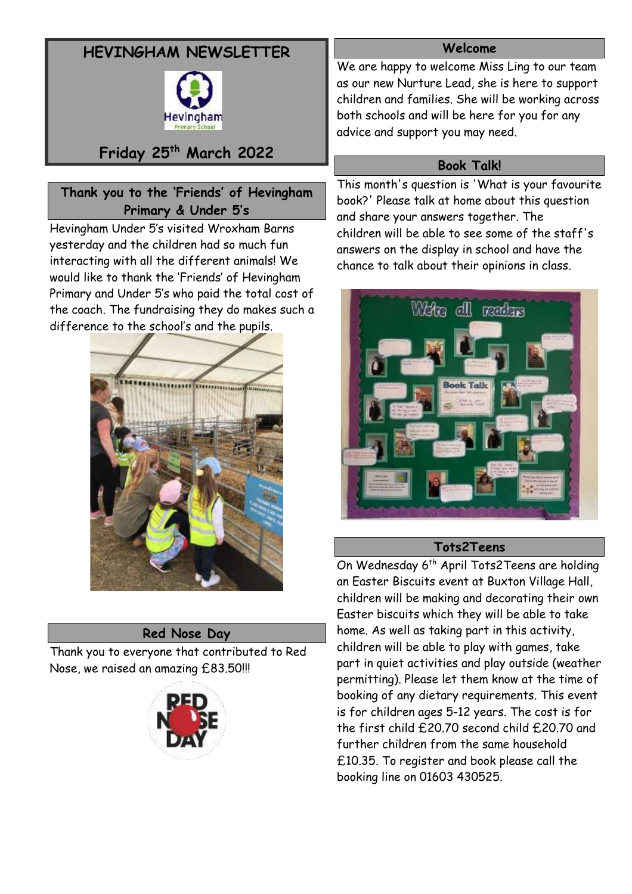# HEVINGHAM NEWSLETTER

Hevingham Primary School

**Friday 25th March 2022**

## Thank you to the 'Friends' of Hevingham Primary & Under 5's

Hevingham Under 5's visited Wroxham Barns yesterday and the children had so much fun interacting with all the different animals! We would like to thank the 'Friends' of Hevingham Primary and Under 5's who paid the total cost of the coach. The fundraising they do makes such a difference to the school's and the pupils.

## Red Nose Day

Thank you to everyone that contributed to Red Nose, we raised an amazing £83.50!!!

## Welcome

We are happy to welcome Miss Ling to our team as our new Nurture Lead, she is here to support children and families. She will be working across both schools and will be here for you for any advice and support you may need.

## Book Talk!

This month's question is 'What is your favourite book?' Please talk at home about this question and share your answers together. The children will be able to see some of the staff's answers on the display in school and have the chance to talk about their opinions in class.

## Tots2Teens

On Wednesday 6th April Tots2Teens are holding an Easter Biscuits event at Buxton Village Hall, children will be making and decorating their own Easter biscuits which they will be able to take home. As well as taking part in this activity, children will be able to play with games, take part in quiet activities and play outside (weather permitting). Please let them know at the time of booking of any dietary requirements. This event is for children ages 5-12 years. The cost is for the first child £20.70 second child £20.70 and further children from the same household £10.35. To register and book please call the booking line on 01603 430525.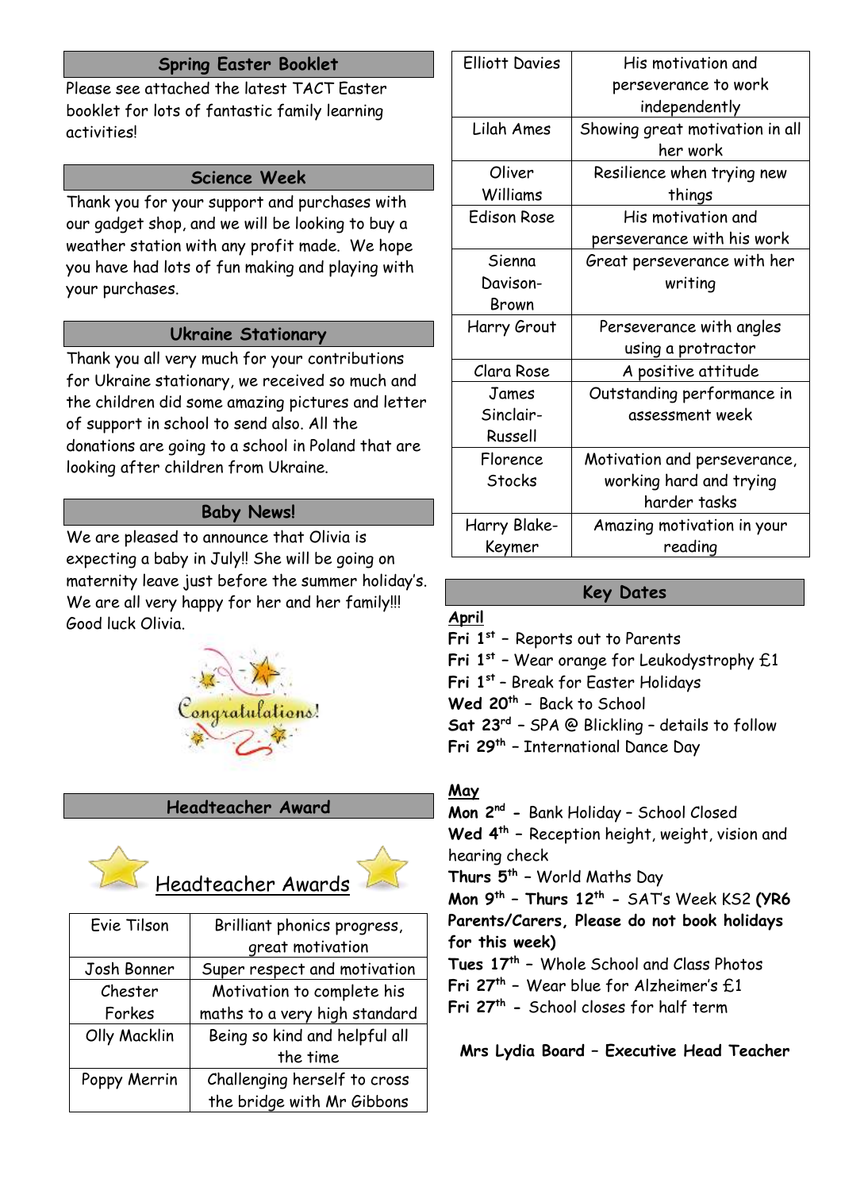## Spring Easter Booklet

Please see attached the latest TACT Easter booklet for lots of fantastic family learning activities!

## Science Week

Thank you for your support and purchases with our gadget shop, and we will be looking to buy a weather station with any profit made. We hope you have had lots of fun making and playing with your purchases.

## Ukraine Stationary

Thank you all very much for your contributions for Ukraine stationary, we received so much and the children did some amazing pictures and letter of support in school to send also. All the donations are going to a school in Poland that are looking after children from Ukraine.

## Baby News!

We are pleased to announce that Olivia is expecting a baby in July!! She will be going on maternity leave just before the summer holiday's. We are all very happy for her and her family!!! Good luck Olivia.

## Headteacher Award

### Headteacher Awards

| | |
|---|---|
| Evie Tilson | Brilliant phonics progress, great motivation |
| Josh Bonner | Super respect and motivation |
| Chester Forkes | Motivation to complete his maths to a very high standard |
| Olly Macklin | Being so kind and helpful all the time |
| Poppy Merrin | Challenging herself to cross the bridge with Mr Gibbons |
| Elliott Davies | His motivation and perseverance to work independently |
| Lilah Ames | Showing great motivation in all her work |
| Oliver Williams | Resilience when trying new things |
| Edison Rose | His motivation and perseverance with his work |
| Sienna Davison-Brown | Great perseverance with her writing |
| Harry Grout | Perseverance with angles using a protractor |
| Clara Rose | A positive attitude |
| James Sinclair-Russell | Outstanding performance in assessment week |
| Florence Stocks | Motivation and perseverance, working hard and trying harder tasks |
| Harry Blake-Keymer | Amazing motivation in your reading |

## Key Dates

**April**

**Fri 1st** – Reports out to Parents
**Fri 1st** – Wear orange for Leukodystrophy £1
**Fri 1st** – Break for Easter Holidays
**Wed 20th** – Back to School
**Sat 23rd** – SPA @ Blickling – details to follow
**Fri 29th** – International Dance Day

**May**

**Mon 2nd** - Bank Holiday – School Closed
**Wed 4th** – Reception height, weight, vision and hearing check
**Thurs 5th** – World Maths Day
**Mon 9th – Thurs 12th** - SAT's Week KS2 **(YR6 Parents/Carers, Please do not book holidays for this week)**
**Tues 17th** – Whole School and Class Photos
**Fri 27th** – Wear blue for Alzheimer's £1
**Fri 27th** - School closes for half term

**Mrs Lydia Board – Executive Head Teacher**